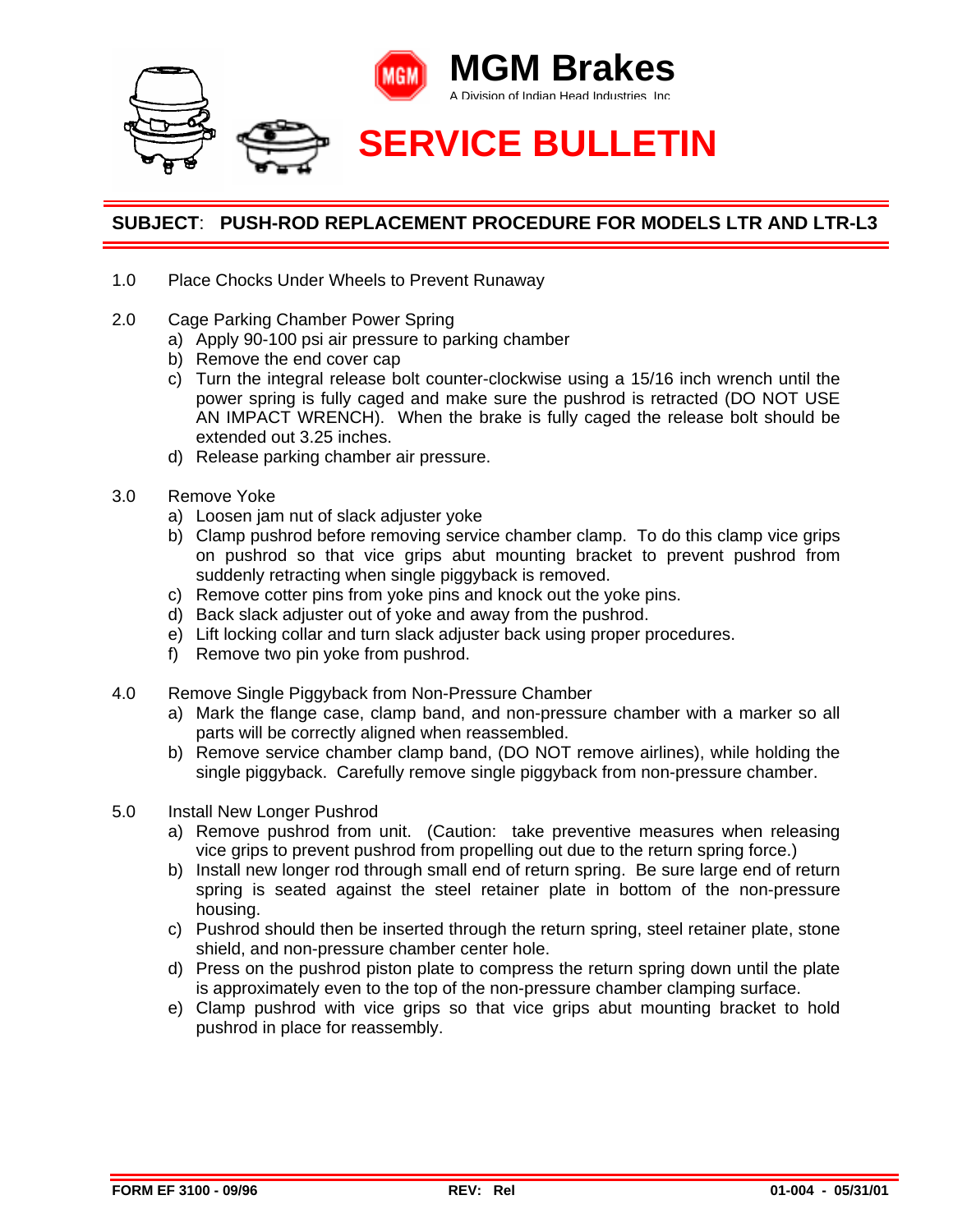# MGM Brakes

A Division of Indian Head Industries, Inc

# SERVICE BULLETIN

## SUBJECT: PUSH-ROD REPLACEMENT PROCEDURE FOR MODELS LTR AND LTR-L3

1.0 Place Chocks Under Wheels to Prevent Runaway

2.0 Cage Parking Chamber Power Spring
   a) Apply 90-100 psi air pressure to parking chamber
   b) Remove the end cover cap
   c) Turn the integral release bolt counter-clockwise using a 15/16 inch wrench until the power spring is fully caged and make sure the pushrod is retracted (DO NOT USE AN IMPACT WRENCH). When the brake is fully caged the release bolt should be extended out 3.25 inches.
   d) Release parking chamber air pressure.

3.0 Remove Yoke
   a) Loosen jam nut of slack adjuster yoke
   b) Clamp pushrod before removing service chamber clamp. To do this clamp vice grips on pushrod so that vice grips abut mounting bracket to prevent pushrod from suddenly retracting when single piggyback is removed.
   c) Remove cotter pins from yoke pins and knock out the yoke pins.
   d) Back slack adjuster out of yoke and away from the pushrod.
   e) Lift locking collar and turn slack adjuster back using proper procedures.
   f) Remove two pin yoke from pushrod.

4.0 Remove Single Piggyback from Non-Pressure Chamber
   a) Mark the flange case, clamp band, and non-pressure chamber with a marker so all parts will be correctly aligned when reassembled.
   b) Remove service chamber clamp band, (DO NOT remove airlines), while holding the single piggyback. Carefully remove single piggyback from non-pressure chamber.

5.0 Install New Longer Pushrod
   a) Remove pushrod from unit. (Caution: take preventive measures when releasing vice grips to prevent pushrod from propelling out due to the return spring force.)
   b) Install new longer rod through small end of return spring. Be sure large end of return spring is seated against the steel retainer plate in bottom of the non-pressure housing.
   c) Pushrod should then be inserted through the return spring, steel retainer plate, stone shield, and non-pressure chamber center hole.
   d) Press on the pushrod piston plate to compress the return spring down until the plate is approximately even to the top of the non-pressure chamber clamping surface.
   e) Clamp pushrod with vice grips so that vice grips abut mounting bracket to hold pushrod in place for reassembly.

FORM EF 3100 - 09/96 REV: Rel 01-004 - 05/31/01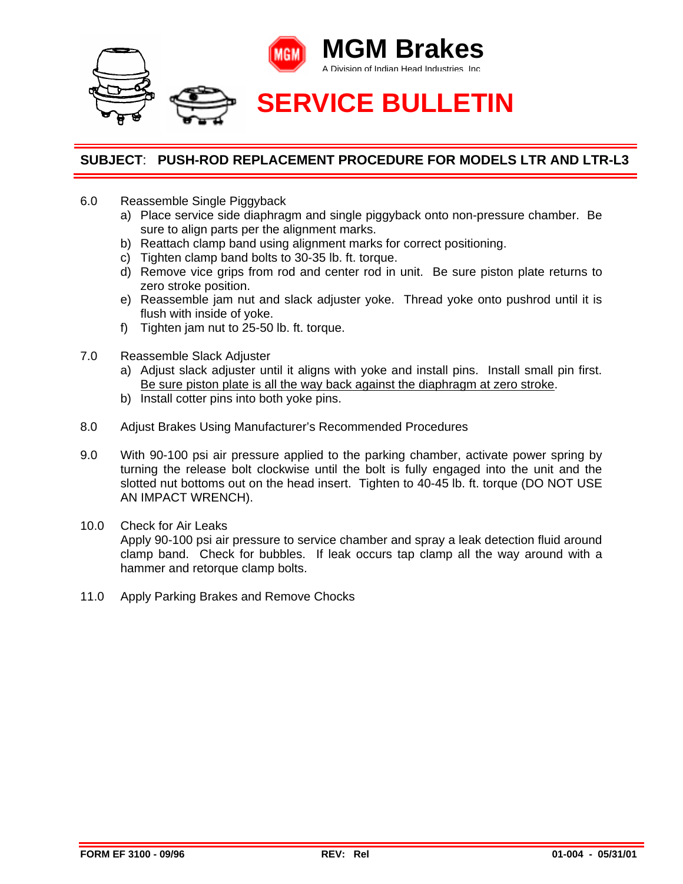# MGM Brakes

A Division of Indian Head Industries, Inc.

# SERVICE BULLETIN

**SUBJECT**: **PUSH-ROD REPLACEMENT PROCEDURE FOR MODELS LTR AND LTR-L3**

6.0 Reassemble Single Piggyback

a) Place service side diaphragm and single piggyback onto non-pressure chamber. Be sure to align parts per the alignment marks.
b) Reattach clamp band using alignment marks for correct positioning.
c) Tighten clamp band bolts to 30-35 lb. ft. torque.
d) Remove vice grips from rod and center rod in unit. Be sure piston plate returns to zero stroke position.
e) Reassemble jam nut and slack adjuster yoke. Thread yoke onto pushrod until it is flush with inside of yoke.
f) Tighten jam nut to 25-50 lb. ft. torque.

7.0 Reassemble Slack Adjuster

a) Adjust slack adjuster until it aligns with yoke and install pins. Install small pin first. <u>Be sure piston plate is all the way back against the diaphragm at zero stroke</u>.
b) Install cotter pins into both yoke pins.

8.0 Adjust Brakes Using Manufacturer's Recommended Procedures

9.0 With 90-100 psi air pressure applied to the parking chamber, activate power spring by turning the release bolt clockwise until the bolt is fully engaged into the unit and the slotted nut bottoms out on the head insert. Tighten to 40-45 lb. ft. torque (DO NOT USE AN IMPACT WRENCH).

10.0 Check for Air Leaks

Apply 90-100 psi air pressure to service chamber and spray a leak detection fluid around clamp band. Check for bubbles. If leak occurs tap clamp all the way around with a hammer and retorque clamp bolts.

11.0 Apply Parking Brakes and Remove Chocks

**FORM EF 3100 - 09/96** **REV: Rel** **01-004 - 05/31/01**